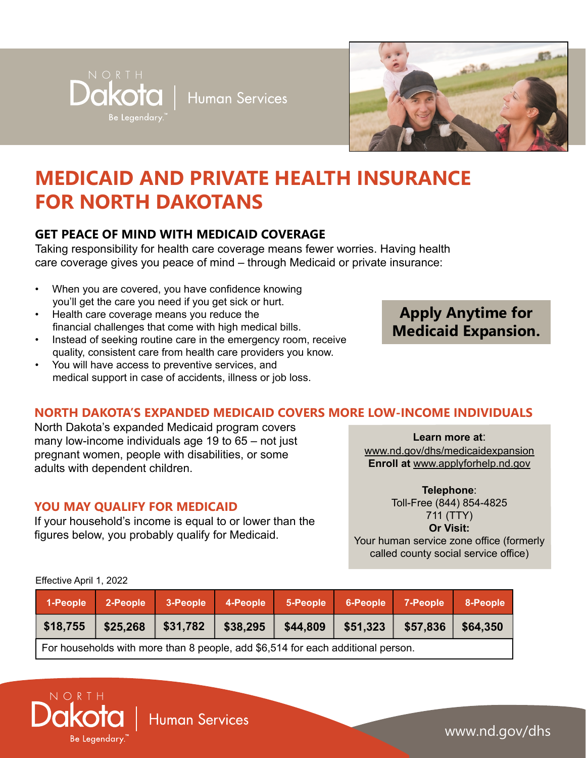NORTH Dakota | Human Services
Be Legendary.™

# MEDICAID AND PRIVATE HEALTH INSURANCE FOR NORTH DAKOTANS

## GET PEACE OF MIND WITH MEDICAID COVERAGE

Taking responsibility for health care coverage means fewer worries. Having health care coverage gives you peace of mind – through Medicaid or private insurance:

- When you are covered, you have confidence knowing you'll get the care you need if you get sick or hurt.
- Health care coverage means you reduce the financial challenges that come with high medical bills.
- Instead of seeking routine care in the emergency room, receive quality, consistent care from health care providers you know.
- You will have access to preventive services, and medical support in case of accidents, illness or job loss.

**Apply Anytime for Medicaid Expansion.**

## NORTH DAKOTA'S EXPANDED MEDICAID COVERS MORE LOW-INCOME INDIVIDUALS

North Dakota's expanded Medicaid program covers many low-income individuals age 19 to 65 – not just pregnant women, people with disabilities, or some adults with dependent children.

## YOU MAY QUALIFY FOR MEDICAID

If your household's income is equal to or lower than the figures below, you probably qualify for Medicaid.

**Learn more at**:
www.nd.gov/dhs/medicaidexpansion
**Enroll at** www.applyforhelp.nd.gov

**Telephone**:
Toll-Free (844) 854-4825
711 (TTY)
**Or Visit:**
Your human service zone office (formerly called county social service office)

Effective April 1, 2022

| 1-People | 2-People | 3-People | 4-People | 5-People | 6-People | 7-People | 8-People |
|---|---|---|---|---|---|---|---|
| $18,755 | $25,268 | $31,782 | $38,295 | $44,809 | $51,323 | $57,836 | $64,350 |
| For households with more than 8 people, add $6,514 for each additional person. | | | | | | | |

NORTH Dakota | Human Services
Be Legendary.™

www.nd.gov/dhs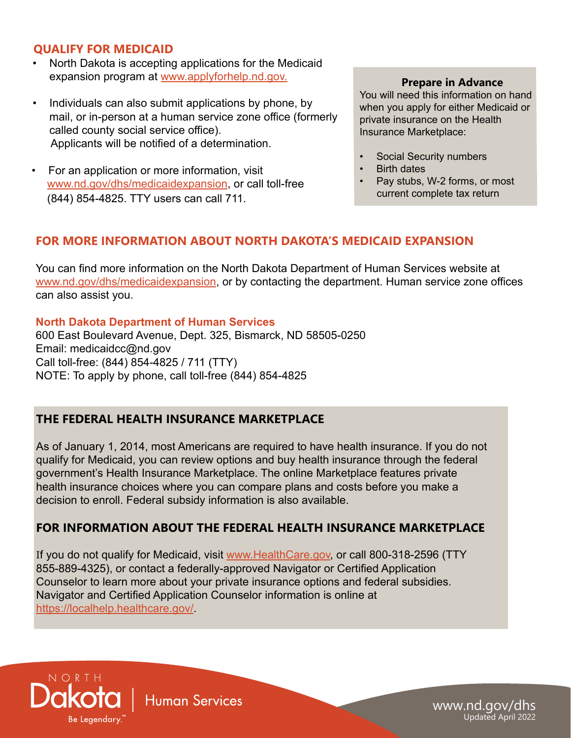## QUALIFY FOR MEDICAID

- North Dakota is accepting applications for the Medicaid expansion program at www.applyforhelp.nd.gov.
- Individuals can also submit applications by phone, by mail, or in-person at a human service zone office (formerly called county social service office). Applicants will be notified of a determination.
- For an application or more information, visit www.nd.gov/dhs/medicaidexpansion, or call toll-free (844) 854-4825. TTY users can call 711.

**Prepare in Advance**

You will need this information on hand when you apply for either Medicaid or private insurance on the Health Insurance Marketplace:

- Social Security numbers
- Birth dates
- Pay stubs, W-2 forms, or most current complete tax return

## FOR MORE INFORMATION ABOUT NORTH DAKOTA'S MEDICAID EXPANSION

You can find more information on the North Dakota Department of Human Services website at www.nd.gov/dhs/medicaidexpansion, or by contacting the department. Human service zone offices can also assist you.

**North Dakota Department of Human Services**
600 East Boulevard Avenue, Dept. 325, Bismarck, ND 58505-0250
Email: medicaidcc@nd.gov
Call toll-free: (844) 854-4825 / 711 (TTY)
NOTE: To apply by phone, call toll-free (844) 854-4825

## THE FEDERAL HEALTH INSURANCE MARKETPLACE

As of January 1, 2014, most Americans are required to have health insurance. If you do not qualify for Medicaid, you can review options and buy health insurance through the federal government's Health Insurance Marketplace. The online Marketplace features private health insurance choices where you can compare plans and costs before you make a decision to enroll. Federal subsidy information is also available.

## FOR INFORMATION ABOUT THE FEDERAL HEALTH INSURANCE MARKETPLACE

If you do not qualify for Medicaid, visit www.HealthCare.gov, or call 800-318-2596 (TTY 855-889-4325), or contact a federally-approved Navigator or Certified Application Counselor to learn more about your private insurance options and federal subsidies. Navigator and Certified Application Counselor information is online at https://localhelp.healthcare.gov/.

NORTH Dakota | Human Services
Be Legendary.™

www.nd.gov/dhs
Updated April 2022